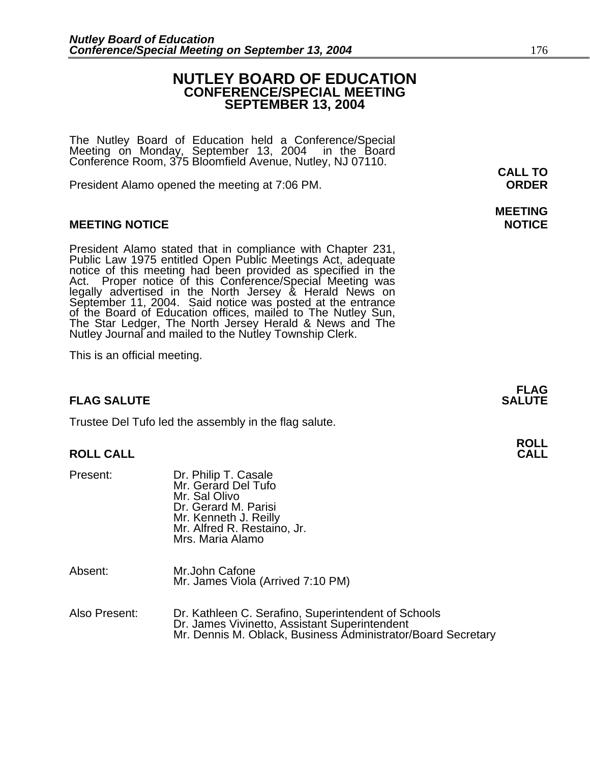# NUTLEY BOARD OF EDUCATION
## CONFERENCE/SPECIAL MEETING
## SEPTEMBER 13, 2004

The Nutley Board of Education held a Conference/Special Meeting on Monday, September 13, 2004 in the Board Conference Room, 375 Bloomfield Avenue, Nutley, NJ 07110.

**CALL TO ORDER**

President Alamo opened the meeting at 7:06 PM.

**MEETING NOTICE**

President Alamo stated that in compliance with Chapter 231, Public Law 1975 entitled Open Public Meetings Act, adequate notice of this meeting had been provided as specified in the Act. Proper notice of this Conference/Special Meeting was legally advertised in the North Jersey & Herald News on September 11, 2004. Said notice was posted at the entrance of the Board of Education offices, mailed to The Nutley Sun, The Star Ledger, The North Jersey Herald & News and The Nutley Journal and mailed to the Nutley Township Clerk.

This is an official meeting.

**FLAG SALUTE**

Trustee Del Tufo led the assembly in the flag salute.

**ROLL CALL**

Present:
Dr. Philip T. Casale
Mr. Gerard Del Tufo
Mr. Sal Olivo
Dr. Gerard M. Parisi
Mr. Kenneth J. Reilly
Mr. Alfred R. Restaino, Jr.
Mrs. Maria Alamo

Absent:
Mr.John Cafone
Mr. James Viola (Arrived 7:10 PM)

Also Present:
Dr. Kathleen C. Serafino, Superintendent of Schools
Dr. James Vivinetto, Assistant Superintendent
Mr. Dennis M. Oblack, Business Administrator/Board Secretary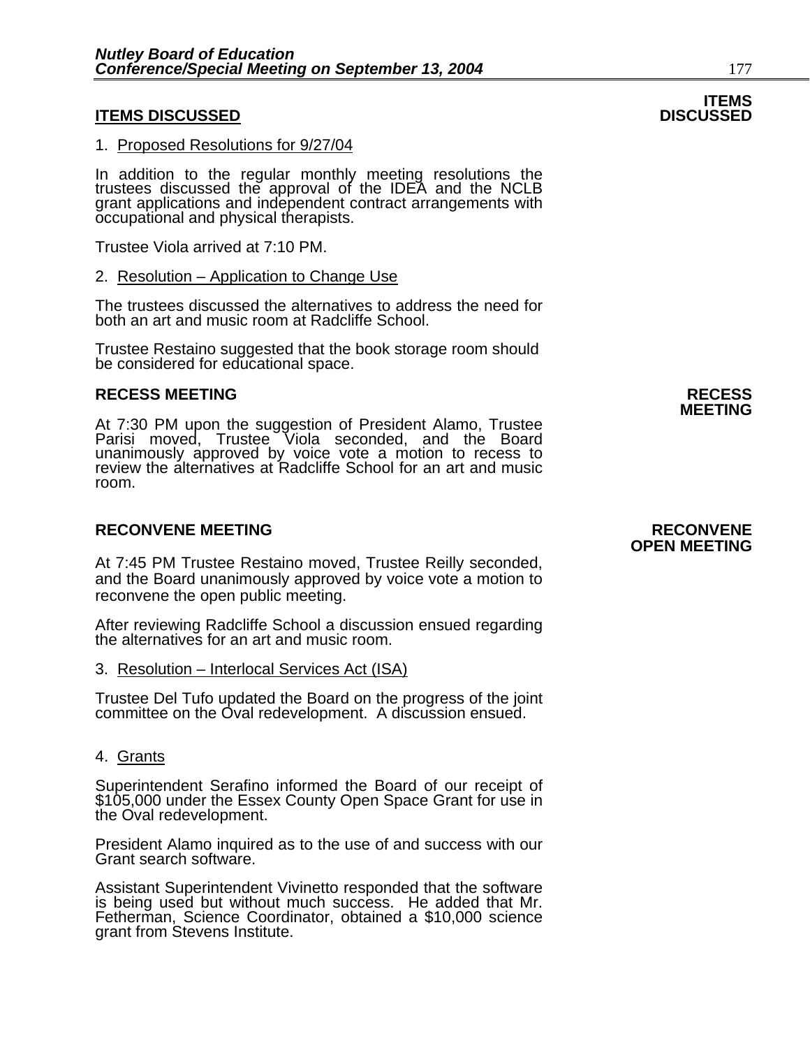## ITEMS DISCUSSED

**ITEMS DISCUSSED**

1. Proposed Resolutions for 9/27/04

In addition to the regular monthly meeting resolutions the trustees discussed the approval of the IDEA and the NCLB grant applications and independent contract arrangements with occupational and physical therapists.

Trustee Viola arrived at 7:10 PM.

2. Resolution – Application to Change Use

The trustees discussed the alternatives to address the need for both an art and music room at Radcliffe School.

Trustee Restaino suggested that the book storage room should be considered for educational space.

## RECESS MEETING

**RECESS MEETING**

At 7:30 PM upon the suggestion of President Alamo, Trustee Parisi moved, Trustee Viola seconded, and the Board unanimously approved by voice vote a motion to recess to review the alternatives at Radcliffe School for an art and music room.

## RECONVENE MEETING

**RECONVENE OPEN MEETING**

At 7:45 PM Trustee Restaino moved, Trustee Reilly seconded, and the Board unanimously approved by voice vote a motion to reconvene the open public meeting.

After reviewing Radcliffe School a discussion ensued regarding the alternatives for an art and music room.

3. Resolution – Interlocal Services Act (ISA)

Trustee Del Tufo updated the Board on the progress of the joint committee on the Oval redevelopment. A discussion ensued.

4. Grants

Superintendent Serafino informed the Board of our receipt of $105,000 under the Essex County Open Space Grant for use in the Oval redevelopment.

President Alamo inquired as to the use of and success with our Grant search software.

Assistant Superintendent Vivinetto responded that the software is being used but without much success. He added that Mr. Fetherman, Science Coordinator, obtained a $10,000 science grant from Stevens Institute.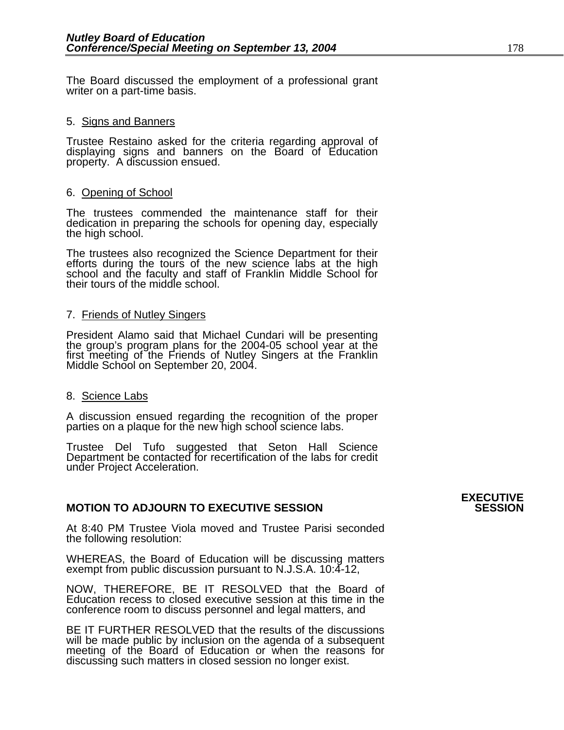The Board discussed the employment of a professional grant writer on a part-time basis.

5. Signs and Banners

Trustee Restaino asked for the criteria regarding approval of displaying signs and banners on the Board of Education property. A discussion ensued.

6. Opening of School

The trustees commended the maintenance staff for their dedication in preparing the schools for opening day, especially the high school.

The trustees also recognized the Science Department for their efforts during the tours of the new science labs at the high school and the faculty and staff of Franklin Middle School for their tours of the middle school.

7. Friends of Nutley Singers

President Alamo said that Michael Cundari will be presenting the group's program plans for the 2004-05 school year at the first meeting of the Friends of Nutley Singers at the Franklin Middle School on September 20, 2004.

8. Science Labs

A discussion ensued regarding the recognition of the proper parties on a plaque for the new high school science labs.

Trustee Del Tufo suggested that Seton Hall Science Department be contacted for recertification of the labs for credit under Project Acceleration.

**EXECUTIVE SESSION**

**MOTION TO ADJOURN TO EXECUTIVE SESSION**

At 8:40 PM Trustee Viola moved and Trustee Parisi seconded the following resolution:

WHEREAS, the Board of Education will be discussing matters exempt from public discussion pursuant to N.J.S.A. 10:4-12,

NOW, THEREFORE, BE IT RESOLVED that the Board of Education recess to closed executive session at this time in the conference room to discuss personnel and legal matters, and

BE IT FURTHER RESOLVED that the results of the discussions will be made public by inclusion on the agenda of a subsequent meeting of the Board of Education or when the reasons for discussing such matters in closed session no longer exist.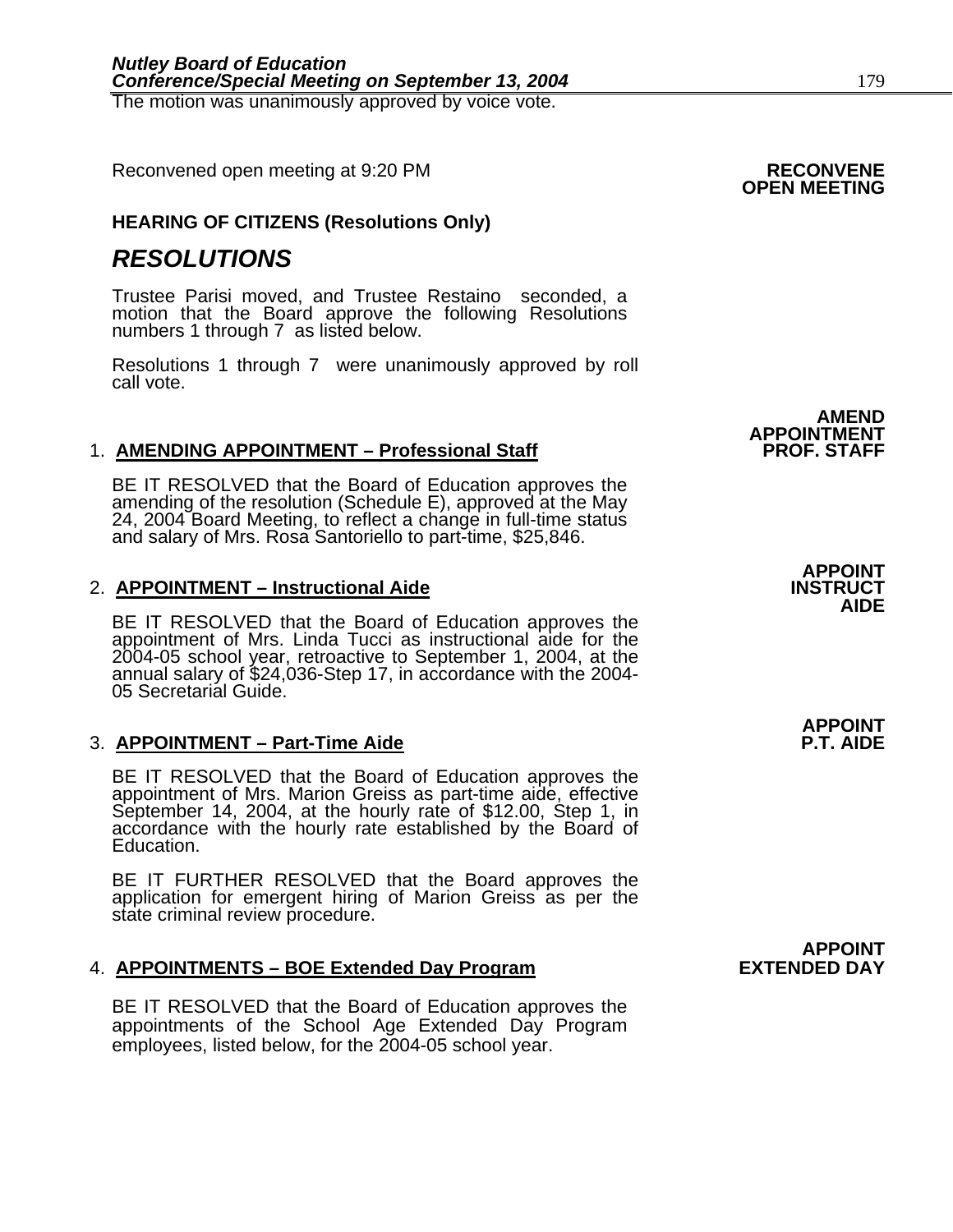The motion was unanimously approved by voice vote.

Reconvened open meeting at 9:20 PM **RECONVENE OPEN MEETING**

**HEARING OF CITIZENS (Resolutions Only)**

# *RESOLUTIONS*

Trustee Parisi moved, and Trustee Restaino seconded, a motion that the Board approve the following Resolutions numbers 1 through 7 as listed below.

Resolutions 1 through 7 were unanimously approved by roll call vote.

**AMEND APPOINTMENT PROF. STAFF**

1. **AMENDING APPOINTMENT – Professional Staff**

BE IT RESOLVED that the Board of Education approves the amending of the resolution (Schedule E), approved at the May 24, 2004 Board Meeting, to reflect a change in full-time status and salary of Mrs. Rosa Santoriello to part-time, $25,846.

**APPOINT INSTRUCT AIDE**

2. **APPOINTMENT – Instructional Aide**

BE IT RESOLVED that the Board of Education approves the appointment of Mrs. Linda Tucci as instructional aide for the 2004-05 school year, retroactive to September 1, 2004, at the annual salary of $24,036-Step 17, in accordance with the 2004-05 Secretarial Guide.

**APPOINT P.T. AIDE**

3. **APPOINTMENT – Part-Time Aide**

BE IT RESOLVED that the Board of Education approves the appointment of Mrs. Marion Greiss as part-time aide, effective September 14, 2004, at the hourly rate of $12.00, Step 1, in accordance with the hourly rate established by the Board of Education.

BE IT FURTHER RESOLVED that the Board approves the application for emergent hiring of Marion Greiss as per the state criminal review procedure.

**APPOINT EXTENDED DAY**

4. **APPOINTMENTS – BOE Extended Day Program**

BE IT RESOLVED that the Board of Education approves the appointments of the School Age Extended Day Program employees, listed below, for the 2004-05 school year.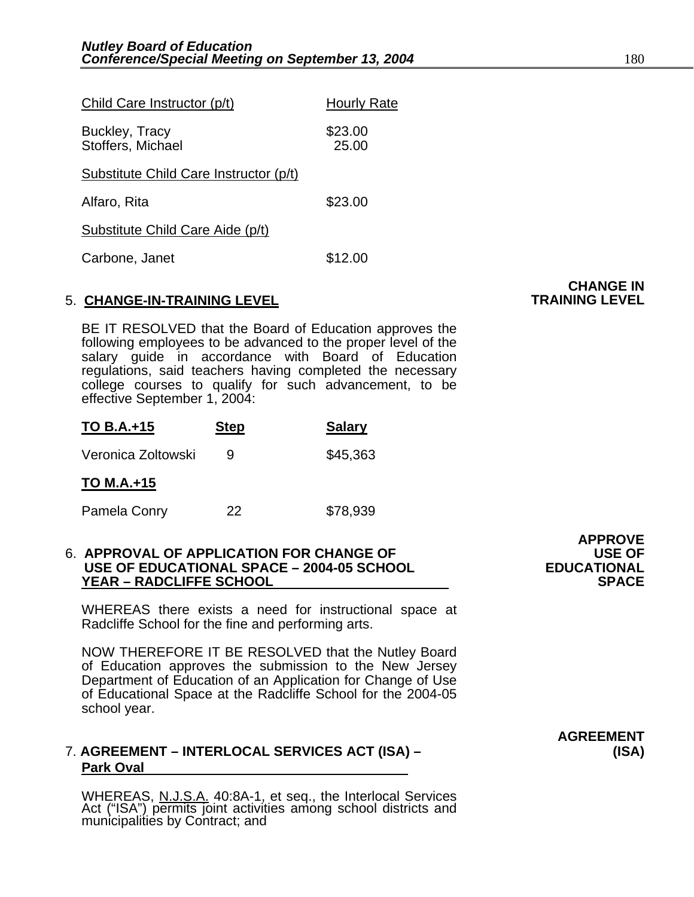| Child Care Instructor (p/t) | Hourly Rate |
|---|---|
| Buckley, Tracy | $23.00 |
| Stoffers, Michael | 25.00 |
| Substitute Child Care Instructor (p/t) | |
| Alfaro, Rita | $23.00 |
| Substitute Child Care Aide (p/t) | |
| Carbone, Janet | $12.00 |

**CHANGE IN TRAINING LEVEL**

5. **CHANGE-IN-TRAINING LEVEL**

BE IT RESOLVED that the Board of Education approves the following employees to be advanced to the proper level of the salary guide in accordance with Board of Education regulations, said teachers having completed the necessary college courses to qualify for such advancement, to be effective September 1, 2004:

| **TO B.A.+15** | **Step** | **Salary** |
|---|---|---|
| Veronica Zoltowski | 9 | $45,363 |
| **TO M.A.+15** | | |
| Pamela Conry | 22 | $78,939 |

**APPROVE USE OF EDUCATIONAL SPACE**

6. **APPROVAL OF APPLICATION FOR CHANGE OF USE OF EDUCATIONAL SPACE – 2004-05 SCHOOL YEAR – RADCLIFFE SCHOOL**

WHEREAS there exists a need for instructional space at Radcliffe School for the fine and performing arts.

NOW THEREFORE IT BE RESOLVED that the Nutley Board of Education approves the submission to the New Jersey Department of Education of an Application for Change of Use of Educational Space at the Radcliffe School for the 2004-05 school year.

**AGREEMENT (ISA)**

7. **AGREEMENT – INTERLOCAL SERVICES ACT (ISA) – Park Oval**

WHEREAS, N.J.S.A. 40:8A-1, et seq., the Interlocal Services Act ("ISA") permits joint activities among school districts and municipalities by Contract; and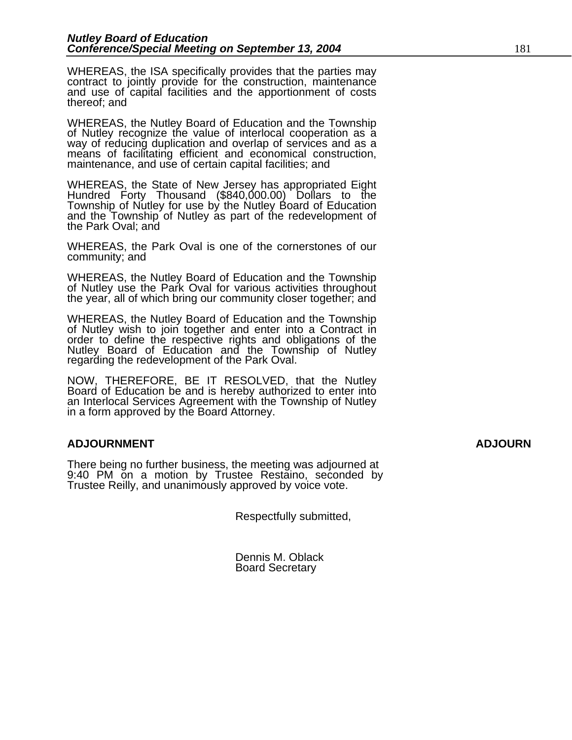WHEREAS, the ISA specifically provides that the parties may contract to jointly provide for the construction, maintenance and use of capital facilities and the apportionment of costs thereof; and

WHEREAS, the Nutley Board of Education and the Township of Nutley recognize the value of interlocal cooperation as a way of reducing duplication and overlap of services and as a means of facilitating efficient and economical construction, maintenance, and use of certain capital facilities; and

WHEREAS, the State of New Jersey has appropriated Eight Hundred Forty Thousand ($840,000.00) Dollars to the Township of Nutley for use by the Nutley Board of Education and the Township of Nutley as part of the redevelopment of the Park Oval; and

WHEREAS, the Park Oval is one of the cornerstones of our community; and

WHEREAS, the Nutley Board of Education and the Township of Nutley use the Park Oval for various activities throughout the year, all of which bring our community closer together; and

WHEREAS, the Nutley Board of Education and the Township of Nutley wish to join together and enter into a Contract in order to define the respective rights and obligations of the Nutley Board of Education and the Township of Nutley regarding the redevelopment of the Park Oval.

NOW, THEREFORE, BE IT RESOLVED, that the Nutley Board of Education be and is hereby authorized to enter into an Interlocal Services Agreement with the Township of Nutley in a form approved by the Board Attorney.

**ADJOURNMENT** **ADJOURN**

There being no further business, the meeting was adjourned at 9:40 PM on a motion by Trustee Restaino, seconded by Trustee Reilly, and unanimously approved by voice vote.

Respectfully submitted,

Dennis M. Oblack
Board Secretary